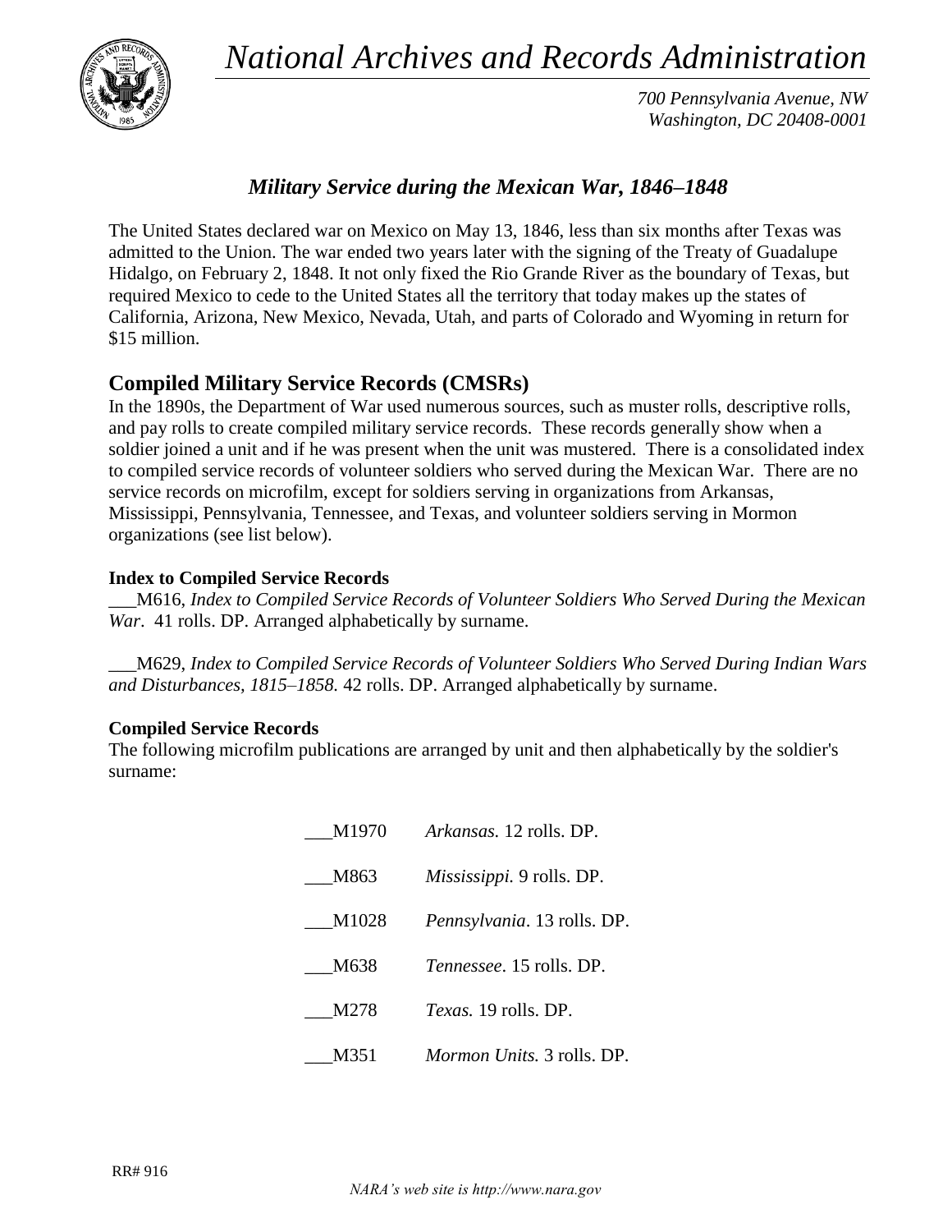# *National Archives and Records Administration*

*700 Pennsylvania Avenue, NW*
*Washington, DC 20408-0001*

## *Military Service during the Mexican War, 1846–1848*

The United States declared war on Mexico on May 13, 1846, less than six months after Texas was admitted to the Union. The war ended two years later with the signing of the Treaty of Guadalupe Hidalgo, on February 2, 1848. It not only fixed the Rio Grande River as the boundary of Texas, but required Mexico to cede to the United States all the territory that today makes up the states of California, Arizona, New Mexico, Nevada, Utah, and parts of Colorado and Wyoming in return for $15 million.

## Compiled Military Service Records (CMSRs)

In the 1890s, the Department of War used numerous sources, such as muster rolls, descriptive rolls, and pay rolls to create compiled military service records. These records generally show when a soldier joined a unit and if he was present when the unit was mustered. There is a consolidated index to compiled service records of volunteer soldiers who served during the Mexican War. There are no service records on microfilm, except for soldiers serving in organizations from Arkansas, Mississippi, Pennsylvania, Tennessee, and Texas, and volunteer soldiers serving in Mormon organizations (see list below).

**Index to Compiled Service Records**

___M616, *Index to Compiled Service Records of Volunteer Soldiers Who Served During the Mexican War*. 41 rolls. DP. Arranged alphabetically by surname.

___M629, *Index to Compiled Service Records of Volunteer Soldiers Who Served During Indian Wars and Disturbances, 1815–1858.* 42 rolls. DP. Arranged alphabetically by surname.

**Compiled Service Records**

The following microfilm publications are arranged by unit and then alphabetically by the soldier's surname:

___M1970 *Arkansas.* 12 rolls. DP.

___M863 *Mississippi.* 9 rolls. DP.

___M1028 *Pennsylvania*. 13 rolls. DP.

___M638 *Tennessee*. 15 rolls. DP.

___M278 *Texas.* 19 rolls. DP.

___M351 *Mormon Units.* 3 rolls. DP.

RR# 916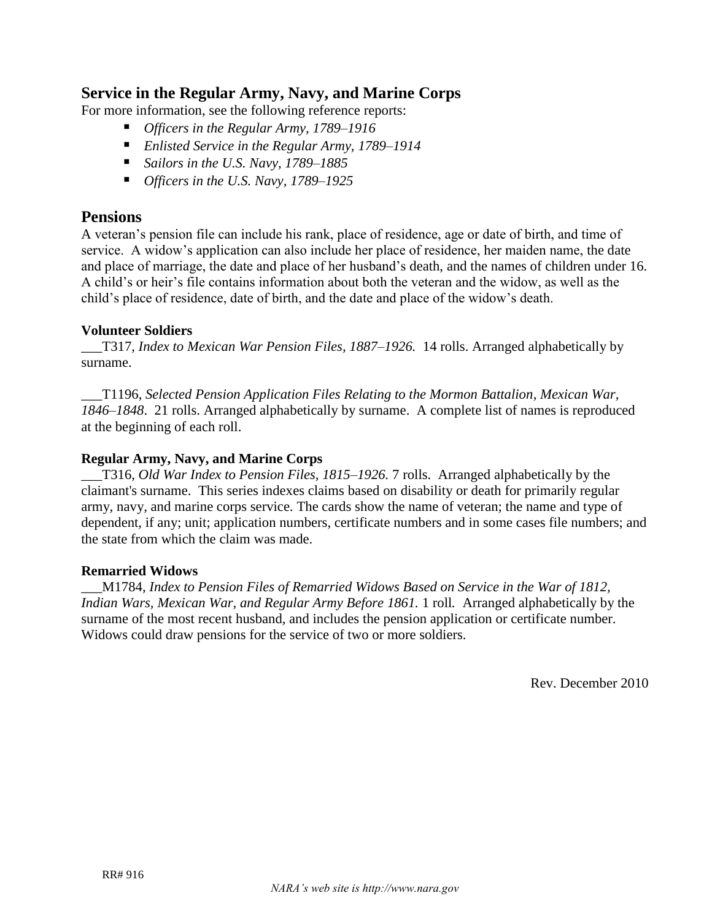## Service in the Regular Army, Navy, and Marine Corps

For more information, see the following reference reports:

- *Officers in the Regular Army, 1789–1916*
- *Enlisted Service in the Regular Army, 1789–1914*
- *Sailors in the U.S. Navy, 1789–1885*
- *Officers in the U.S. Navy, 1789–1925*

## Pensions

A veteran's pension file can include his rank, place of residence, age or date of birth, and time of service. A widow's application can also include her place of residence, her maiden name, the date and place of marriage, the date and place of her husband's death, and the names of children under 16. A child's or heir's file contains information about both the veteran and the widow, as well as the child's place of residence, date of birth, and the date and place of the widow's death.

**Volunteer Soldiers**

___T317, *Index to Mexican War Pension Files, 1887–1926.* 14 rolls. Arranged alphabetically by surname.

___T1196, *Selected Pension Application Files Relating to the Mormon Battalion, Mexican War, 1846–1848*. 21 rolls. Arranged alphabetically by surname. A complete list of names is reproduced at the beginning of each roll.

**Regular Army, Navy, and Marine Corps**

___T316, *Old War Index to Pension Files, 1815–1926.* 7 rolls. Arranged alphabetically by the claimant's surname. This series indexes claims based on disability or death for primarily regular army, navy, and marine corps service. The cards show the name of veteran; the name and type of dependent, if any; unit; application numbers, certificate numbers and in some cases file numbers; and the state from which the claim was made.

**Remarried Widows**

___M1784, *Index to Pension Files of Remarried Widows Based on Service in the War of 1812, Indian Wars, Mexican War, and Regular Army Before 1861.* 1 roll. Arranged alphabetically by the surname of the most recent husband, and includes the pension application or certificate number. Widows could draw pensions for the service of two or more soldiers.

Rev. December 2010

RR# 916

*NARA's web site is http://www.nara.gov*